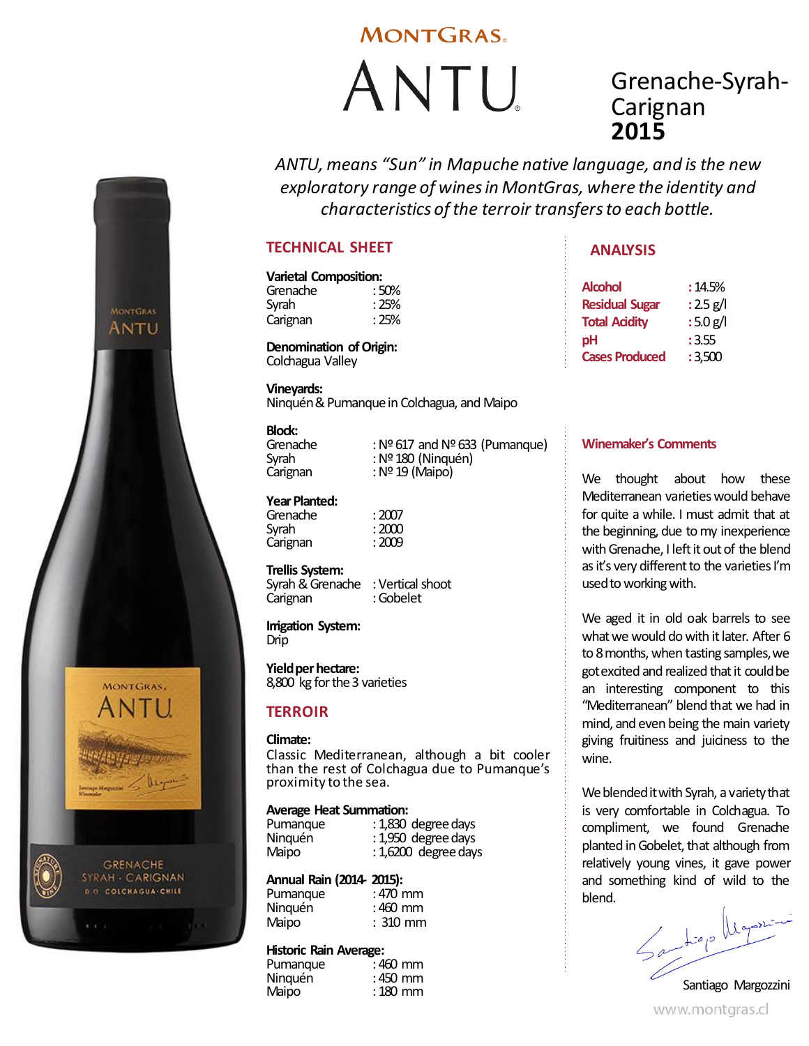# MONTGRAS®

# ANTU®

## Grenache-Syrah-Carignan **2015**

*ANTU, means "Sun" in Mapuche native language, and is the new exploratory range of wines in MontGras, where the identity and characteristics of the terroir transfers to each bottle.*

## TECHNICAL SHEET

**Varietal Composition:**

| | |
|---|---|
| Grenache | : 50% |
| Syrah | : 25% |
| Carignan | : 25% |

**Denomination of Origin:**
Colchagua Valley

**Vineyards:**
Ninquén & Pumanque in Colchagua, and Maipo

**Block:**

| | |
|---|---|
| Grenache | : Nº 617 and Nº 633 (Pumanque) |
| Syrah | : Nº 180 (Ninquén) |
| Carignan | : Nº 19 (Maipo) |

**Year Planted:**

| | |
|---|---|
| Grenache | : 2007 |
| Syrah | : 2000 |
| Carignan | : 2009 |

**Trellis System:**

| | |
|---|---|
| Syrah & Grenache | : Vertical shoot |
| Carignan | : Gobelet |

**Irrigation System:**
Drip

**Yield per hectare:**
8,800 kg for the 3 varieties

## TERROIR

**Climate:**
Classic Mediterranean, although a bit cooler than the rest of Colchagua due to Pumanque's proximity to the sea.

**Average Heat Summation:**

| | |
|---|---|
| Pumanque | : 1,830 degree days |
| Ninquén | : 1,950 degree days |
| Maipo | : 1,6200 degree days |

**Annual Rain (2014- 2015):**

| | |
|---|---|
| Pumanque | : 470 mm |
| Ninquén | : 460 mm |
| Maipo | : 310 mm |

**Historic Rain Average:**

| | |
|---|---|
| Pumanque | : 460 mm |
| Ninquén | : 450 mm |
| Maipo | : 180 mm |

## ANALYSIS

| | |
|---|---|
| Alcohol | : 14.5% |
| Residual Sugar | : 2.5 g/l |
| Total Acidity | : 5.0 g/l |
| pH | : 3.55 |
| Cases Produced | : 3,500 |

### Winemaker's Comments

We thought about how these Mediterranean varieties would behave for quite a while. I must admit that at the beginning, due to my inexperience with Grenache, I left it out of the blend as it's very different to the varieties I'm used to working with.

We aged it in old oak barrels to see what we would do with it later. After 6 to 8 months, when tasting samples, we got excited and realized that it could be an interesting component to this "Mediterranean" blend that we had in mind, and even being the main variety giving fruitiness and juiciness to the wine.

We blended it with Syrah, a variety that is very comfortable in Colchagua. To compliment, we found Grenache planted in Gobelet, that although from relatively young vines, it gave power and something kind of wild to the blend.

Santiago Margozzini

www.montgras.cl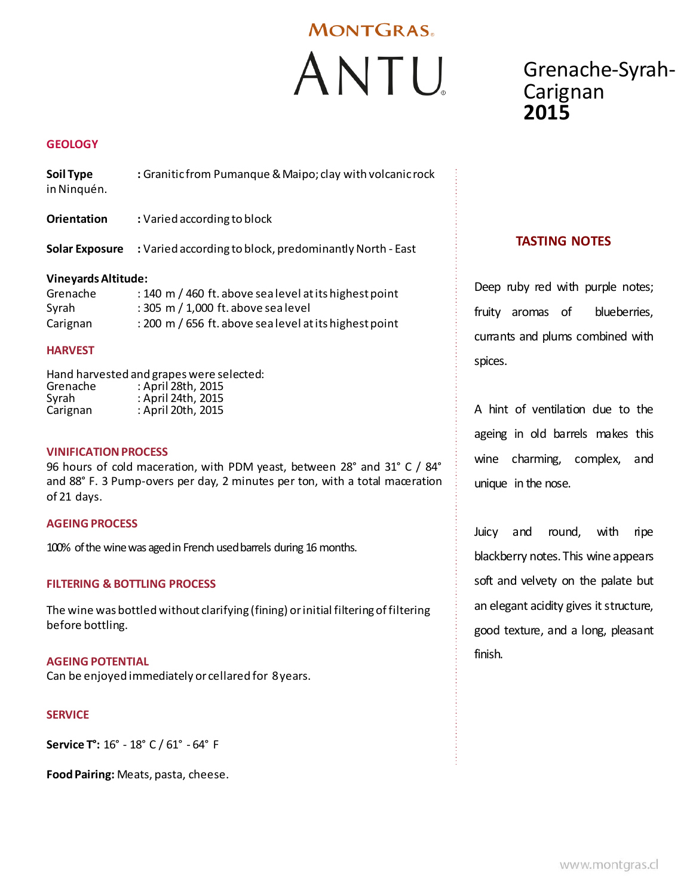MontGras®

# ANTU®

## Grenache-Syrah-Carignan **2015**

## GEOLOGY

**Soil Type** : Granitic from Pumanque & Maipo; clay with volcanic rock in Ninquén.

**Orientation** : Varied according to block

**Solar Exposure** : Varied according to block, predominantly North - East

**Vineyards Altitude:**

| | |
|---|---|
| Grenache | : 140 m / 460 ft. above sea level at its highest point |
| Syrah | : 305 m / 1,000 ft. above sea level |
| Carignan | : 200 m / 656 ft. above sea level at its highest point |

## HARVEST

Hand harvested and grapes were selected:

| | |
|---|---|
| Grenache | : April 28th, 2015 |
| Syrah | : April 24th, 2015 |
| Carignan | : April 20th, 2015 |

## VINIFICATION PROCESS

96 hours of cold maceration, with PDM yeast, between 28° and 31° C / 84° and 88° F. 3 Pump-overs per day, 2 minutes per ton, with a total maceration of 21 days.

## AGEING PROCESS

100% of the wine was aged in French used barrels during 16 months.

## FILTERING & BOTTLING PROCESS

The wine was bottled without clarifying (fining) or initial filtering of filtering before bottling.

## AGEING POTENTIAL

Can be enjoyed immediately or cellared for 8 years.

## SERVICE

**Service T°:** 16° - 18° C / 61° - 64° F

**Food Pairing:** Meats, pasta, cheese.

## TASTING NOTES

Deep ruby red with purple notes; fruity aromas of blueberries, currants and plums combined with spices.

A hint of ventilation due to the ageing in old barrels makes this wine charming, complex, and unique in the nose.

Juicy and round, with ripe blackberry notes. This wine appears soft and velvety on the palate but an elegant acidity gives it structure, good texture, and a long, pleasant finish.

www.montgras.cl